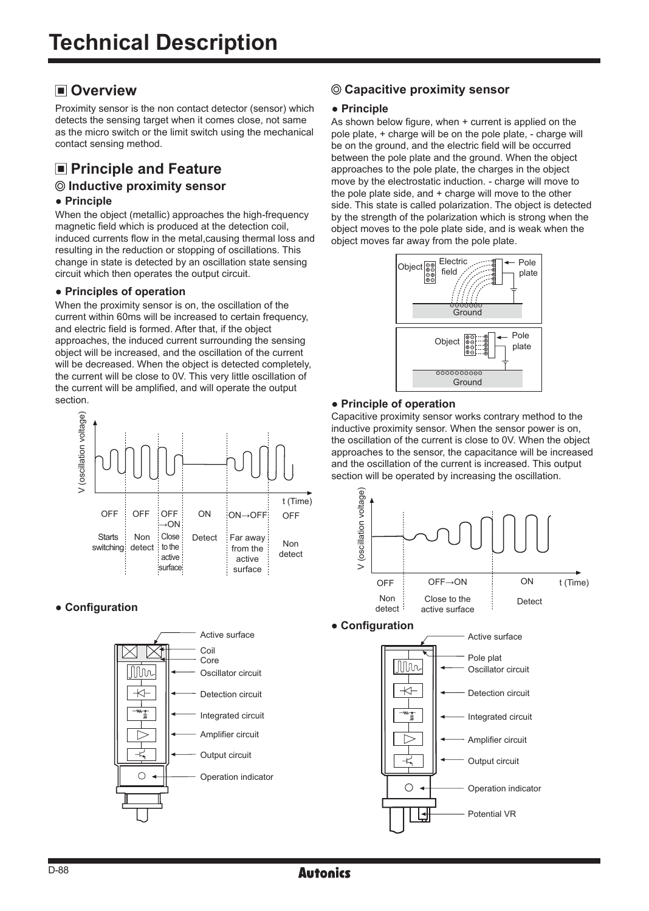# Technical Description

## ◼ Overview

Proximity sensor is the non contact detector (sensor) which detects the sensing target when it comes close, not same as the micro switch or the limit switch using the mechanical contact sensing method.

## ◼ Principle and Feature

### ◎ Inductive proximity sensor

**● Principle**

When the object (metallic) approaches the high-frequency magnetic field which is produced at the detection coil, induced currents flow in the metal,causing thermal loss and resulting in the reduction or stopping of oscillations. This change in state is detected by an oscillation state sensing circuit which then operates the output circuit.

**● Principles of operation**

When the proximity sensor is on, the oscillation of the current within 60ms will be increased to certain frequency, and electric field is formed. After that, if the object approaches, the induced current surrounding the sensing object will be increased, and the oscillation of the current will be decreased. When the object is detected completely, the current will be close to 0V. This very little oscillation of the current will be amplified, and will operate the output section.

| OFF | OFF | OFF →ON | ON | ON→OFF | OFF |
|---|---|---|---|---|---|
| Starts switching | Non detect | Close to the active surface | Detect | Far away from the active surface | Non detect |

**● Configuration**

- Active surface
- Coil
- Core
- Oscillator circuit
- Detection circuit
- Integrated circuit
- Amplifier circuit
- Output circuit
- Operation indicator

### ◎ Capacitive proximity sensor

**● Principle**

As shown below figure, when + current is applied on the pole plate, + charge will be on the pole plate, - charge will be on the ground, and the electric field will be occurred between the pole plate and the ground. When the object approaches to the pole plate, the charges in the object move by the electrostatic induction. - charge will move to the pole plate side, and + charge will move to the other side. This state is called polarization. The object is detected by the strength of the polarization which is strong when the object moves to the pole plate side, and is weak when the object moves far away from the pole plate.

**● Principle of operation**

Capacitive proximity sensor works contrary method to the inductive proximity sensor. When the sensor power is on, the oscillation of the current is close to 0V. When the object approaches to the sensor, the capacitance will be increased and the oscillation of the current is increased. This output section will be operated by increasing the oscillation.

| OFF | OFF→ON | ON |
|---|---|---|
| Non detect | Close to the active surface | Detect |

**● Configuration**

- Active surface
- Pole plat
- Oscillator circuit
- Detection circuit
- Integrated circuit
- Amplifier circuit
- Output circuit
- Operation indicator
- Potential VR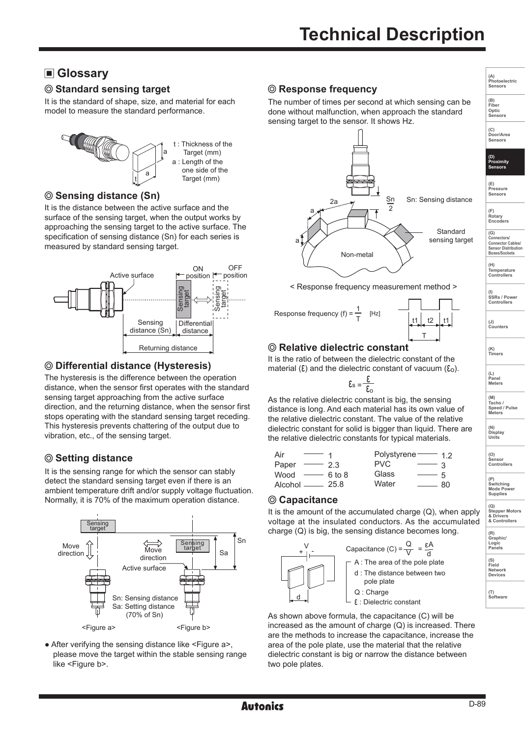# Technical Description

## ▣ Glossary

### ◎ Standard sensing target

It is the standard of shape, size, and material for each model to measure the standard performance.

t : Thickness of the Target (mm)
a : Length of the one side of the Target (mm)

### ◎ Sensing distance (Sn)

It is the distance between the active surface and the surface of the sensing target, when the output works by approaching the sensing target to the active surface. The specification of sensing distance (Sn) for each series is measured by standard sensing target.

### ◎ Differential distance (Hysteresis)

The hysteresis is the difference between the operation distance, when the sensor first operates with the standard sensing target approaching from the active surface direction, and the returning distance, when the sensor first stops operating with the standard sensing target receding. This hysteresis prevents chattering of the output due to vibration, etc., of the sensing target.

### ◎ Setting distance

It is the sensing range for which the sensor can stably detect the standard sensing target even if there is an ambient temperature drift and/or supply voltage fluctuation. Normally, it is 70% of the maximum operation distance.

Sn: Sensing distance
Sa: Setting distance (70% of Sn)

<Figure a> <Figure b>

- After verifying the sensing distance like <Figure a>, please move the target within the stable sensing range like <Figure b>.

### ◎ Response frequency

The number of times per second at which sensing can be done without malfunction, when approach the standard sensing target to the sensor. It shows Hz.

< Response frequency measurement method >

$$\text{Response frequency } (f) = \frac{1}{T} \quad [\text{Hz}]$$

### ◎ Relative dielectric constant

It is the ratio of between the dielectric constant of the material ($\varepsilon$) and the dielectric constant of vacuum ($\varepsilon_o$).

$$\varepsilon_s = \frac{\varepsilon}{\varepsilon_o}$$

As the relative dielectric constant is big, the sensing distance is long. And each material has its own value of the relative dielectric constant. The value of the relative dielectric constant for solid is bigger than liquid. There are the relative dielectric constants for typical materials.

| Material | Value | Material | Value |
|---|---|---|---|
| Air | 1 | Polystyrene | 1.2 |
| Paper | 2.3 | PVC | 3 |
| Wood | 6 to 8 | Glass | 5 |
| Alcohol | 25.8 | Water | 80 |

### ◎ Capacitance

It is the amount of the accumulated charge (Q), when apply voltage at the insulated conductors. As the accumulated charge (Q) is big, the sensing distance becomes long.

$$\text{Capacitance } (C) = \frac{Q}{V} = \frac{\varepsilon A}{d}$$

- A : The area of the pole plate
- d : The distance between two pole plate
- Q : Charge
- $\varepsilon$ : Dielectric constant

As shown above formula, the capacitance (C) will be increased as the amount of charge (Q) is increased. There are the methods to increase the capacitance, increase the area of the pole plate, use the material that the relative dielectric constant is big or narrow the distance between two pole plates.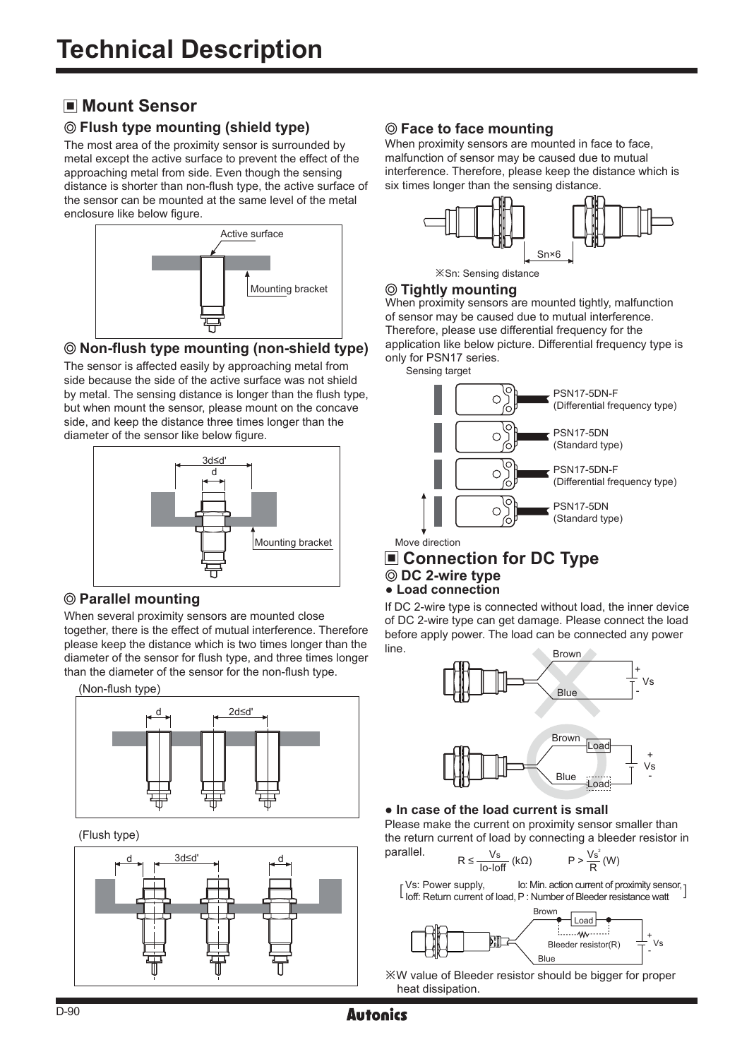# Technical Description

## ▣ Mount Sensor

### ◎ Flush type mounting (shield type)

The most area of the proximity sensor is surrounded by metal except the active surface to prevent the effect of the approaching metal from side. Even though the sensing distance is shorter than non-flush type, the active surface of the sensor can be mounted at the same level of the metal enclosure like below figure.

Active surface

Mounting bracket

### ◎ Non-flush type mounting (non-shield type)

The sensor is affected easily by approaching metal from side because the side of the active surface was not shield by metal. The sensing distance is longer than the flush type, but when mount the sensor, please mount on the concave side, and keep the distance three times longer than the diameter of the sensor like below figure.

3d≤d'

d

Mounting bracket

### ◎ Parallel mounting

When several proximity sensors are mounted close together, there is the effect of mutual interference. Therefore please keep the distance which is two times longer than the diameter of the sensor for flush type, and three times longer than the diameter of the sensor for the non-flush type.

(Non-flush type)

d　2d≤d'

(Flush type)

d　3d≤d'　d

### ◎ Face to face mounting

When proximity sensors are mounted in face to face, malfunction of sensor may be caused due to mutual interference. Therefore, please keep the distance which is six times longer than the sensing distance.

Sn×6

※Sn: Sensing distance

### ◎ Tightly mounting

When proximity sensors are mounted tightly, malfunction of sensor may be caused due to mutual interference. Therefore, please use differential frequency for the application like below picture. Differential frequency type is only for PSN17 series.

Sensing target

PSN17-5DN-F (Differential frequency type)

PSN17-5DN (Standard type)

PSN17-5DN-F (Differential frequency type)

PSN17-5DN (Standard type)

Move direction

## ▣ Connection for DC Type

### ◎ DC 2-wire type

**● Load connection**

If DC 2-wire type is connected without load, the inner device of DC 2-wire type can get damage. Please connect the load before apply power. The load can be connected any power line.

Brown　Blue　+ Vs -

Brown　Load　Blue　Load　+ Vs -

**● In case of the load current is small**

Please make the current on proximity sensor smaller than the return current of load by connecting a bleeder resistor in parallel.

$$R \leq \frac{Vs}{Io-Ioff}\ (k\Omega) \qquad P > \frac{Vs^2}{R}\ (W)$$

[Vs: Power supply, Io: Min. action current of proximity sensor, Ioff: Return current of load, P : Number of Bleeder resistance watt]

Brown　Load　Bleeder resistor(R)　Blue　+ Vs -

※W value of Bleeder resistor should be bigger for proper heat dissipation.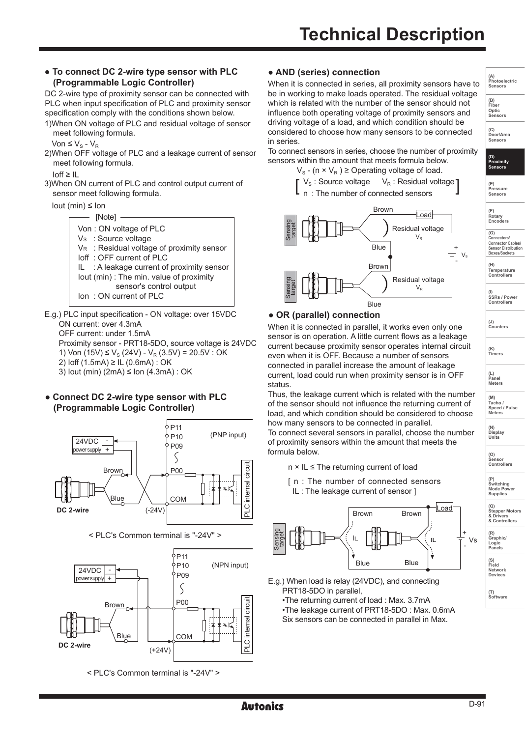# Technical Description

## ● To connect DC 2-wire type sensor with PLC (Programmable Logic Controller)

DC 2-wire type of proximity sensor can be connected with PLC when input specification of PLC and proximity sensor specification comply with the conditions shown below.

1)When ON voltage of PLC and residual voltage of sensor meet following formula.

$Von \leq V_S - V_R$

2)When OFF voltage of PLC and a leakage current of sensor meet following formula.

$Ioff \geq IL$

3)When ON current of PLC and control output current of sensor meet following formula.

$Iout\ (min) \leq Ion$

[Note]

- Von : ON voltage of PLC
- $V_S$ : Source voltage
- $V_R$ : Residual voltage of proximity sensor
- Ioff : OFF current of PLC
- IL : A leakage current of proximity sensor
- Iout (min) : The min. value of proximity sensor's control output
- Ion : ON current of PLC

E.g.) PLC input specification - ON voltage: over 15VDC
ON current: over 4.3mA
OFF current: under 1.5mA
Proximity sensor - PRT18-5DO, source voltage is 24VDC
1) Von (15V) ≤ $V_S$ (24V) - $V_R$ (3.5V) = 20.5V : OK
2) Ioff (1.5mA) ≥ IL (0.6mA) : OK
3) Iout (min) (2mA) ≤ Ion (4.3mA) : OK

## ● Connect DC 2-wire type sensor with PLC (Programmable Logic Controller)

< PLC's Common terminal is "-24V" >

< PLC's Common terminal is "-24V" >

## ● AND (series) connection

When it is connected in series, all proximity sensors have to be in working to make loads operated. The residual voltage which is related with the number of the sensor should not influence both operating voltage of proximity sensors and driving voltage of a load, and which condition should be considered to choose how many sensors to be connected in series.

To connect sensors in series, choose the number of proximity sensors within the amount that meets formula below.

$V_S - (n \times V_R) \geq$ Operating voltage of load.

[ $V_S$ : Source voltage $V_R$ : Residual voltage
n : The number of connected sensors ]

## ● OR (parallel) connection

When it is connected in parallel, it works even only one sensor is on operation. A little current flows as a leakage current because proximity sensor operates internal circuit even when it is OFF. Because a number of sensors connected in parallel increase the amount of leakage current, load could run when proximity sensor is in OFF status.

Thus, the leakage current which is related with the number of the sensor should not influence the returning current of load, and which condition should be considered to choose how many sensors to be connected in parallel.

To connect several sensors in parallel, choose the number of proximity sensors within the amount that meets the formula below.

$n \times IL \leq$ The returning current of load

[ n : The number of connected sensors
IL : The leakage current of sensor ]

E.g.) When load is relay (24VDC), and connecting PRT18-5DO in parallel,
•The returning current of load : Max. 3.7mA
•The leakage current of PRT18-5DO : Max. 0.6mA
Six sensors can be connected in parallel in Max.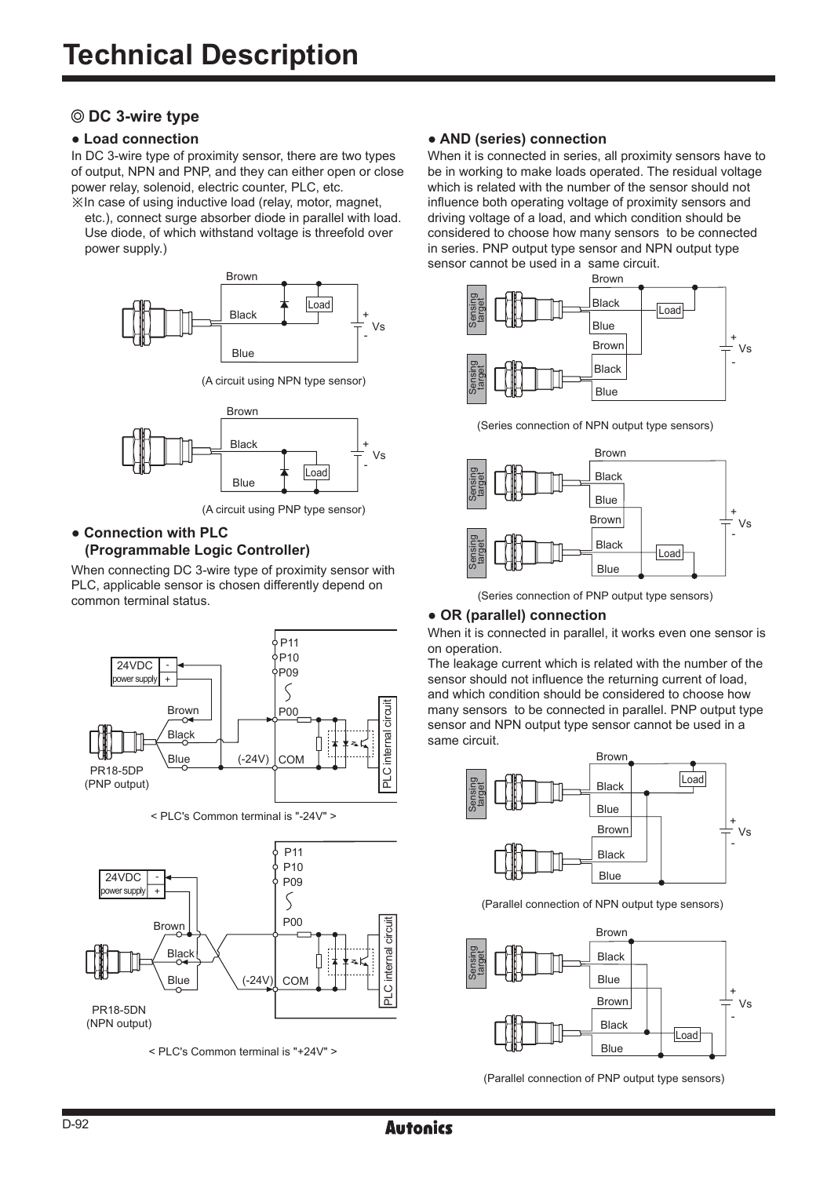# Technical Description

## ◎ DC 3-wire type

### ● Load connection

In DC 3-wire type of proximity sensor, there are two types of output, NPN and PNP, and they can either open or close power relay, solenoid, electric counter, PLC, etc.

※In case of using inductive load (relay, motor, magnet, etc.), connect surge absorber diode in parallel with load. Use diode, of which withstand voltage is threefold over power supply.)

(A circuit using NPN type sensor)

(A circuit using PNP type sensor)

### ● Connection with PLC (Programmable Logic Controller)

When connecting DC 3-wire type of proximity sensor with PLC, applicable sensor is chosen differently depend on common terminal status.

< PLC's Common terminal is "-24V" >

< PLC's Common terminal is "+24V" >

### ● AND (series) connection

When it is connected in series, all proximity sensors have to be in working to make loads operated. The residual voltage which is related with the number of the sensor should not influence both operating voltage of proximity sensors and driving voltage of a load, and which condition should be considered to choose how many sensors to be connected in series. PNP output type sensor and NPN output type sensor cannot be used in a same circuit.

(Series connection of NPN output type sensors)

(Series connection of PNP output type sensors)

### ● OR (parallel) connection

When it is connected in parallel, it works even one sensor is on operation.

The leakage current which is related with the number of the sensor should not influence the returning current of load, and which condition should be considered to choose how many sensors to be connected in parallel. PNP output type sensor and NPN output type sensor cannot be used in a same circuit.

(Parallel connection of NPN output type sensors)

(Parallel connection of PNP output type sensors)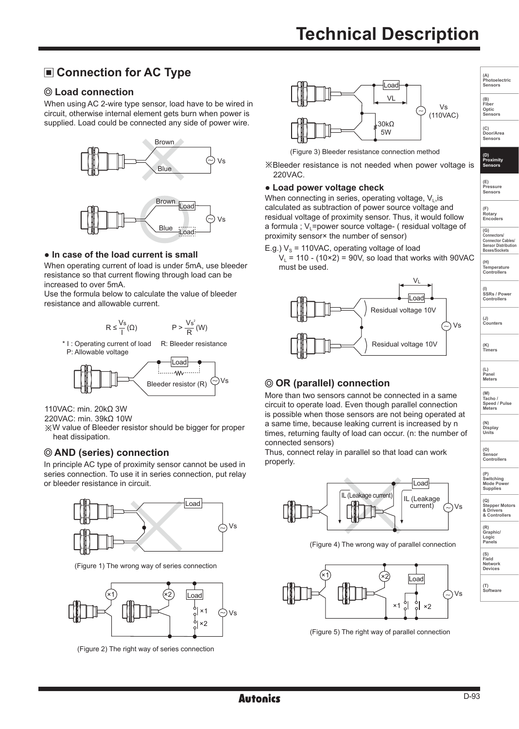# Technical Description

## ◼ Connection for AC Type

### ◎ Load connection

When using AC 2-wire type sensor, load have to be wired in circuit, otherwise internal element gets burn when power is supplied. Load could be connected any side of power wire.

Brown
Vs
Blue

Brown
Load
Vs
Blue
Load

#### ● In case of the load current is small

When operating current of load is under 5mA, use bleeder resistance so that current flowing through load can be increased to over 5mA.

Use the formula below to calculate the value of bleeder resistance and allowable current.

$$R \leq \frac{Vs}{I}(\Omega) \qquad P > \frac{Vs^2}{R}(W)$$

\* I : Operating current of load  R: Bleeder resistance
P: Allowable voltage

Load
Bleeder resistor (R)
Vs

110VAC: min. 20kΩ 3W
220VAC: min. 39kΩ 10W
※W value of Bleeder resistor should be bigger for proper heat dissipation.

### ◎ AND (series) connection

In principle AC type of proximity sensor cannot be used in series connection. To use it in series connection, put relay or bleeder resistance in circuit.

Load
Vs

(Figure 1) The wrong way of series connection

×1
×2
Load
×1
×2
Vs

(Figure 2) The right way of series connection

Load
VL
Vs
(110VAC)
30kΩ
5W

(Figure 3) Bleeder resistance connection method

※Bleeder resistance is not needed when power voltage is 220VAC.

#### ● Load power voltage check

When connecting in series, operating voltage, $V_L$,is calculated as subtraction of power source voltage and residual voltage of proximity sensor. Thus, it would follow a formula ; $V_L$=power source voltage- ( residual voltage of proximity sensor× the number of sensor)

E.g.) $V_S$ = 110VAC, operating voltage of load
$V_L = 110 - (10 \times 2) = 90V$, so load that works with 90VAC must be used.

$V_L$
Load
Residual voltage 10V
Vs
Residual voltage 10V

### ◎ OR (parallel) connection

More than two sensors cannot be connected in a same circuit to operate load. Even though parallel connection is possible when those sensors are not being operated at a same time, because leaking current is increased by n times, returning faulty of load can occur. (n: the number of connected sensors)

Thus, connect relay in parallel so that load can work properly.

Load
IL (Leakage current)
IL (Leakage current)
Vs

(Figure 4) The wrong way of parallel connection

×1
×2
Load
×1
×2
Vs

(Figure 5) The right way of parallel connection